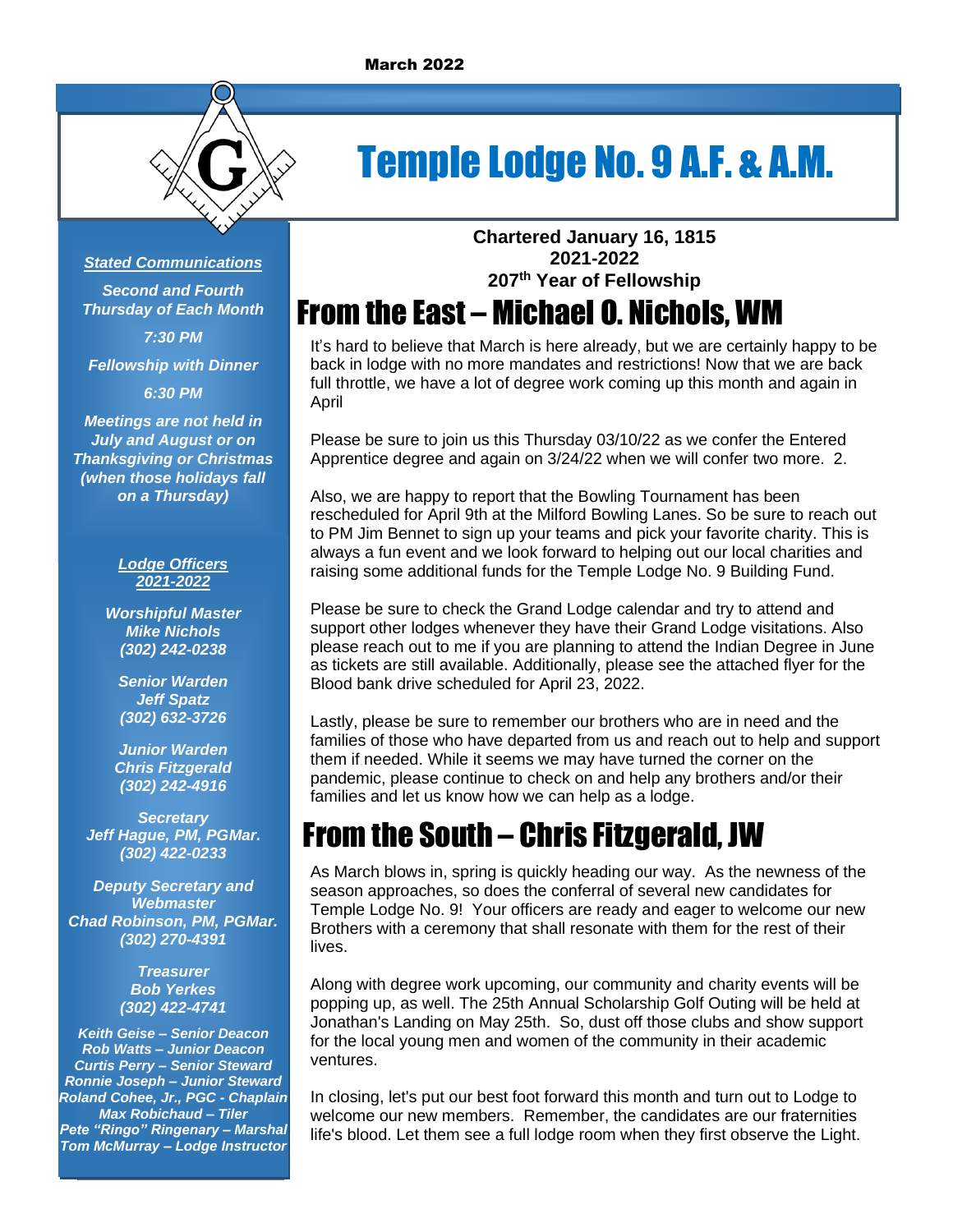March 2022

# Temple Lodge No. 9 A.F. & A.M.

**Chartered January 16, 1815**
**2021-2022**
**207th Year of Fellowship**

***Stated Communications***

***Second and Fourth Thursday of Each Month***

***7:30 PM***

***Fellowship with Dinner***

***6:30 PM***

***Meetings are not held in July and August or on Thanksgiving or Christmas (when those holidays fall on a Thursday)***

***Lodge Officers 2021-2022***

***Worshipful Master***
***Mike Nichols***
***(302) 242-0238***

***Senior Warden***
***Jeff Spatz***
***(302) 632-3726***

***Junior Warden***
***Chris Fitzgerald***
***(302) 242-4916***

***Secretary***
***Jeff Hague, PM, PGMar.***
***(302) 422-0233***

***Deputy Secretary and Webmaster***
***Chad Robinson, PM, PGMar.***
***(302) 270-4391***

***Treasurer***
***Bob Yerkes***
***(302) 422-4741***

***Keith Geise – Senior Deacon***
***Rob Watts – Junior Deacon***
***Curtis Perry – Senior Steward***
***Ronnie Joseph – Junior Steward***
***Roland Cohee, Jr., PGC - Chaplain***
***Max Robichaud – Tiler***
***Pete "Ringo" Ringenary – Marshal***
***Tom McMurray – Lodge Instructor***

## From the East – Michael O. Nichols, WM

It's hard to believe that March is here already, but we are certainly happy to be back in lodge with no more mandates and restrictions! Now that we are back full throttle, we have a lot of degree work coming up this month and again in April

Please be sure to join us this Thursday 03/10/22 as we confer the Entered Apprentice degree and again on 3/24/22 when we will confer two more. 2.

Also, we are happy to report that the Bowling Tournament has been rescheduled for April 9th at the Milford Bowling Lanes. So be sure to reach out to PM Jim Bennet to sign up your teams and pick your favorite charity. This is always a fun event and we look forward to helping out our local charities and raising some additional funds for the Temple Lodge No. 9 Building Fund.

Please be sure to check the Grand Lodge calendar and try to attend and support other lodges whenever they have their Grand Lodge visitations. Also please reach out to me if you are planning to attend the Indian Degree in June as tickets are still available. Additionally, please see the attached flyer for the Blood bank drive scheduled for April 23, 2022.

Lastly, please be sure to remember our brothers who are in need and the families of those who have departed from us and reach out to help and support them if needed. While it seems we may have turned the corner on the pandemic, please continue to check on and help any brothers and/or their families and let us know how we can help as a lodge.

## From the South – Chris Fitzgerald, JW

As March blows in, spring is quickly heading our way. As the newness of the season approaches, so does the conferral of several new candidates for Temple Lodge No. 9! Your officers are ready and eager to welcome our new Brothers with a ceremony that shall resonate with them for the rest of their lives.

Along with degree work upcoming, our community and charity events will be popping up, as well. The 25th Annual Scholarship Golf Outing will be held at Jonathan's Landing on May 25th. So, dust off those clubs and show support for the local young men and women of the community in their academic ventures.

In closing, let's put our best foot forward this month and turn out to Lodge to welcome our new members. Remember, the candidates are our fraternities life's blood. Let them see a full lodge room when they first observe the Light.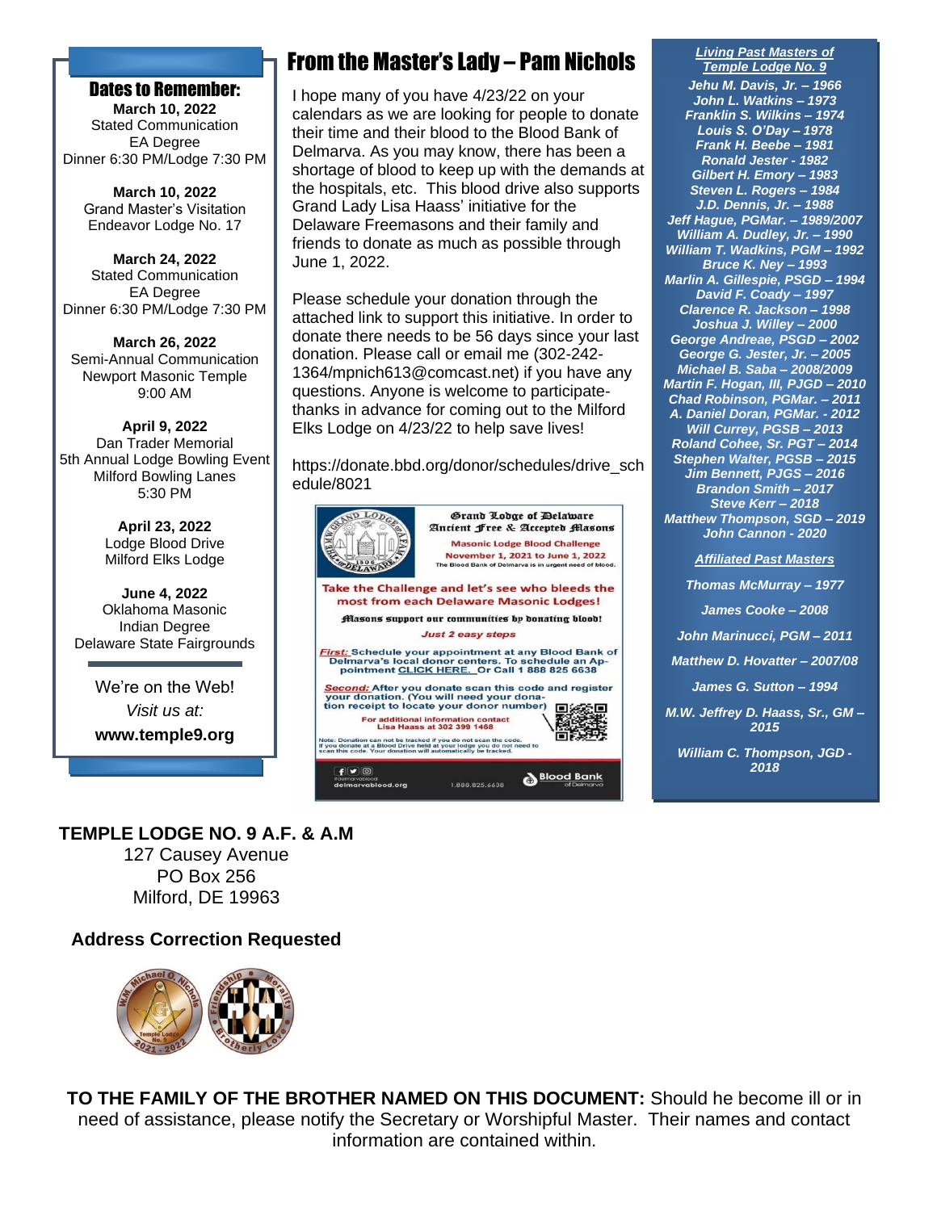## Dates to Remember:

**March 10, 2022**
Stated Communication
EA Degree
Dinner 6:30 PM/Lodge 7:30 PM

**March 10, 2022**
Grand Master's Visitation
Endeavor Lodge No. 17

**March 24, 2022**
Stated Communication
EA Degree
Dinner 6:30 PM/Lodge 7:30 PM

**March 26, 2022**
Semi-Annual Communication
Newport Masonic Temple
9:00 AM

**April 9, 2022**
Dan Trader Memorial
5th Annual Lodge Bowling Event
Milford Bowling Lanes
5:30 PM

**April 23, 2022**
Lodge Blood Drive
Milford Elks Lodge

**June 4, 2022**
Oklahoma Masonic
Indian Degree
Delaware State Fairgrounds

We're on the Web!
*Visit us at:*
**www.temple9.org**

## From the Master's Lady – Pam Nichols

I hope many of you have 4/23/22 on your calendars as we are looking for people to donate their time and their blood to the Blood Bank of Delmarva. As you may know, there has been a shortage of blood to keep up with the demands at the hospitals, etc. This blood drive also supports Grand Lady Lisa Haass' initiative for the Delaware Freemasons and their family and friends to donate as much as possible through June 1, 2022.

Please schedule your donation through the attached link to support this initiative. In order to donate there needs to be 56 days since your last donation. Please call or email me (302-242-1364/mpnich613@comcast.net) if you have any questions. Anyone is welcome to participate-thanks in advance for coming out to the Milford Elks Lodge on 4/23/22 to help save lives!

https://donate.bbd.org/donor/schedules/drive_schedule/8021

Grand Lodge of Delaware
Ancient Free & Accepted Masons
Masonic Lodge Blood Challenge
November 1, 2021 to June 1, 2022
The Blood Bank of Delmarva is in urgent need of blood.

**Take the Challenge and let's see who bleeds the most from each Delaware Masonic Lodges!**

Masons support our communities by donating blood!

*Just 2 easy steps*

First: Schedule your appointment at any Blood Bank of Delmarva's local donor centers. To schedule an Appointment CLICK HERE. Or Call 1 888 825 6638

Second: After you donate scan this code and register your donation. (You will need your donation receipt to locate your donor number)

For additional information contact Lisa Haass at 302 399 1468

Note: Donation can not be tracked if you do not scan the code. If you donate at a Blood Drive held at your lodge you do not need to scan this code. Your donation will automatically be tracked.

#delmarvablood
delmarvablood.org 1.888.825.6638 Blood Bank of Delmarva

### *Living Past Masters of Temple Lodge No. 9*

*Jehu M. Davis, Jr. – 1966*
*John L. Watkins – 1973*
*Franklin S. Wilkins – 1974*
*Louis S. O'Day – 1978*
*Frank H. Beebe – 1981*
*Ronald Jester - 1982*
*Gilbert H. Emory – 1983*
*Steven L. Rogers – 1984*
*J.D. Dennis, Jr. – 1988*
*Jeff Hague, PGMar. – 1989/2007*
*William A. Dudley, Jr. – 1990*
*William T. Wadkins, PGM – 1992*
*Bruce K. Ney – 1993*
*Marlin A. Gillespie, PSGD – 1994*
*David F. Coady – 1997*
*Clarence R. Jackson – 1998*
*Joshua J. Willey – 2000*
*George Andreae, PSGD – 2002*
*George G. Jester, Jr. – 2005*
*Michael B. Saba – 2008/2009*
*Martin F. Hogan, III, PJGD – 2010*
*Chad Robinson, PGMar. – 2011*
*A. Daniel Doran, PGMar. - 2012*
*Will Currey, PGSB – 2013*
*Roland Cohee, Sr. PGT – 2014*
*Stephen Walter, PGSB – 2015*
*Jim Bennett, PJGS – 2016*
*Brandon Smith – 2017*
*Steve Kerr – 2018*
*Matthew Thompson, SGD – 2019*
*John Cannon - 2020*

### *Affiliated Past Masters*

*Thomas McMurray – 1977*

*James Cooke – 2008*

*John Marinucci, PGM – 2011*

*Matthew D. Hovatter – 2007/08*

*James G. Sutton – 1994*

*M.W. Jeffrey D. Haass, Sr., GM – 2015*

*William C. Thompson, JGD - 2018*

**TEMPLE LODGE NO. 9 A.F. & A.M**
127 Causey Avenue
PO Box 256
Milford, DE 19963

**Address Correction Requested**

W.M. Michael D. Nichols — Temple Lodge No. 9 — 2021-2022

Friendship • Morality • Brotherly Love

**TO THE FAMILY OF THE BROTHER NAMED ON THIS DOCUMENT:** Should he become ill or in need of assistance, please notify the Secretary or Worshipful Master. Their names and contact information are contained within.